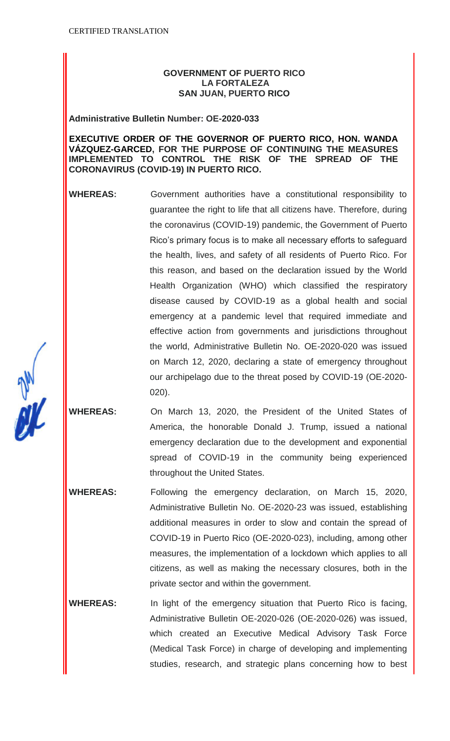CERTIFIED TRANSLATION

**GOVERNMENT OF PUERTO RICO**
**LA FORTALEZA**
**SAN JUAN, PUERTO RICO**

**Administrative Bulletin Number: OE-2020-033**

**EXECUTIVE ORDER OF THE GOVERNOR OF PUERTO RICO, HON. WANDA VÁZQUEZ-GARCED, FOR THE PURPOSE OF CONTINUING THE MEASURES IMPLEMENTED TO CONTROL THE RISK OF THE SPREAD OF THE CORONAVIRUS (COVID-19) IN PUERTO RICO.**

**WHEREAS:** Government authorities have a constitutional responsibility to guarantee the right to life that all citizens have. Therefore, during the coronavirus (COVID-19) pandemic, the Government of Puerto Rico's primary focus is to make all necessary efforts to safeguard the health, lives, and safety of all residents of Puerto Rico. For this reason, and based on the declaration issued by the World Health Organization (WHO) which classified the respiratory disease caused by COVID-19 as a global health and social emergency at a pandemic level that required immediate and effective action from governments and jurisdictions throughout the world, Administrative Bulletin No. OE-2020-020 was issued on March 12, 2020, declaring a state of emergency throughout our archipelago due to the threat posed by COVID-19 (OE-2020-020).

**WHEREAS:** On March 13, 2020, the President of the United States of America, the honorable Donald J. Trump, issued a national emergency declaration due to the development and exponential spread of COVID-19 in the community being experienced throughout the United States.

**WHEREAS:** Following the emergency declaration, on March 15, 2020, Administrative Bulletin No. OE-2020-23 was issued, establishing additional measures in order to slow and contain the spread of COVID-19 in Puerto Rico (OE-2020-023), including, among other measures, the implementation of a lockdown which applies to all citizens, as well as making the necessary closures, both in the private sector and within the government.

**WHEREAS:** In light of the emergency situation that Puerto Rico is facing, Administrative Bulletin OE-2020-026 (OE-2020-026) was issued, which created an Executive Medical Advisory Task Force (Medical Task Force) in charge of developing and implementing studies, research, and strategic plans concerning how to best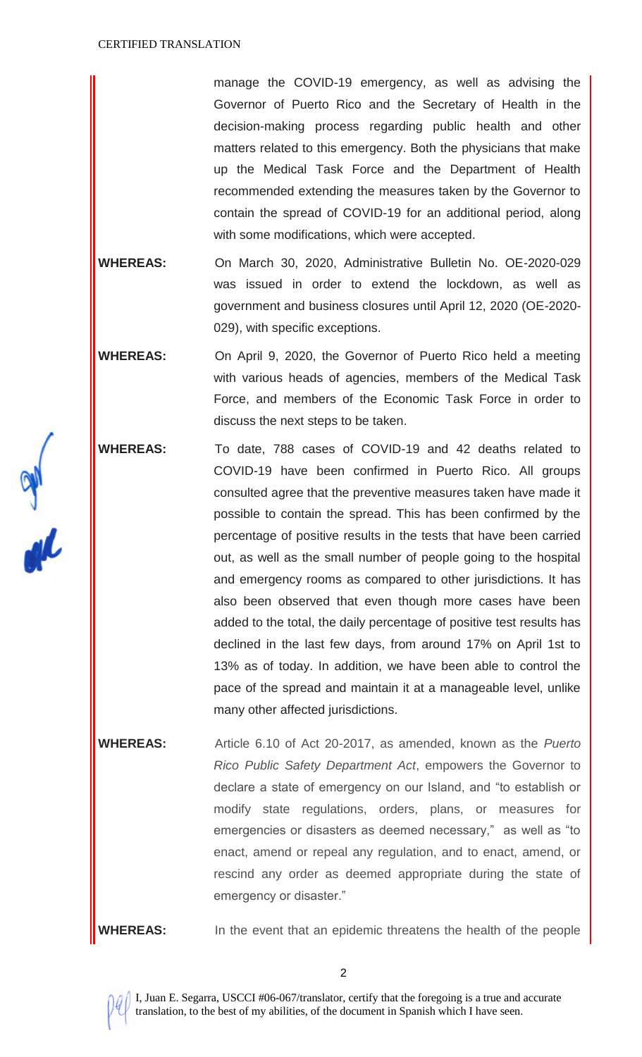manage the COVID-19 emergency, as well as advising the Governor of Puerto Rico and the Secretary of Health in the decision-making process regarding public health and other matters related to this emergency. Both the physicians that make up the Medical Task Force and the Department of Health recommended extending the measures taken by the Governor to contain the spread of COVID-19 for an additional period, along with some modifications, which were accepted.

**WHEREAS:** On March 30, 2020, Administrative Bulletin No. OE-2020-029 was issued in order to extend the lockdown, as well as government and business closures until April 12, 2020 (OE-2020-029), with specific exceptions.

**WHEREAS:** On April 9, 2020, the Governor of Puerto Rico held a meeting with various heads of agencies, members of the Medical Task Force, and members of the Economic Task Force in order to discuss the next steps to be taken.

**WHEREAS:** To date, 788 cases of COVID-19 and 42 deaths related to COVID-19 have been confirmed in Puerto Rico. All groups consulted agree that the preventive measures taken have made it possible to contain the spread. This has been confirmed by the percentage of positive results in the tests that have been carried out, as well as the small number of people going to the hospital and emergency rooms as compared to other jurisdictions. It has also been observed that even though more cases have been added to the total, the daily percentage of positive test results has declined in the last few days, from around 17% on April 1st to 13% as of today. In addition, we have been able to control the pace of the spread and maintain it at a manageable level, unlike many other affected jurisdictions.

**WHEREAS:** Article 6.10 of Act 20-2017, as amended, known as the *Puerto Rico Public Safety Department Act*, empowers the Governor to declare a state of emergency on our Island, and "to establish or modify state regulations, orders, plans, or measures for emergencies or disasters as deemed necessary," as well as "to enact, amend or repeal any regulation, and to enact, amend, or rescind any order as deemed appropriate during the state of emergency or disaster."

**WHEREAS:** In the event that an epidemic threatens the health of the people

I, Juan E. Segarra, USCCI #06-067/translator, certify that the foregoing is a true and accurate translation, to the best of my abilities, of the document in Spanish which I have seen.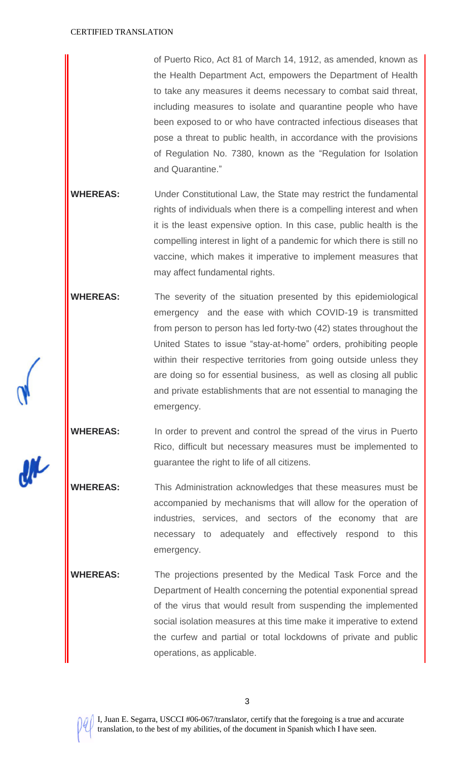of Puerto Rico, Act 81 of March 14, 1912, as amended, known as the Health Department Act, empowers the Department of Health to take any measures it deems necessary to combat said threat, including measures to isolate and quarantine people who have been exposed to or who have contracted infectious diseases that pose a threat to public health, in accordance with the provisions of Regulation No. 7380, known as the "Regulation for Isolation and Quarantine."

**WHEREAS:** Under Constitutional Law, the State may restrict the fundamental rights of individuals when there is a compelling interest and when it is the least expensive option. In this case, public health is the compelling interest in light of a pandemic for which there is still no vaccine, which makes it imperative to implement measures that may affect fundamental rights.

**WHEREAS:** The severity of the situation presented by this epidemiological emergency and the ease with which COVID-19 is transmitted from person to person has led forty-two (42) states throughout the United States to issue "stay-at-home" orders, prohibiting people within their respective territories from going outside unless they are doing so for essential business, as well as closing all public and private establishments that are not essential to managing the emergency.

**WHEREAS:** In order to prevent and control the spread of the virus in Puerto Rico, difficult but necessary measures must be implemented to guarantee the right to life of all citizens.

**WHEREAS:** This Administration acknowledges that these measures must be accompanied by mechanisms that will allow for the operation of industries, services, and sectors of the economy that are necessary to adequately and effectively respond to this emergency.

**WHEREAS:** The projections presented by the Medical Task Force and the Department of Health concerning the potential exponential spread of the virus that would result from suspending the implemented social isolation measures at this time make it imperative to extend the curfew and partial or total lockdowns of private and public operations, as applicable.

I, Juan E. Segarra, USCCI #06-067/translator, certify that the foregoing is a true and accurate translation, to the best of my abilities, of the document in Spanish which I have seen.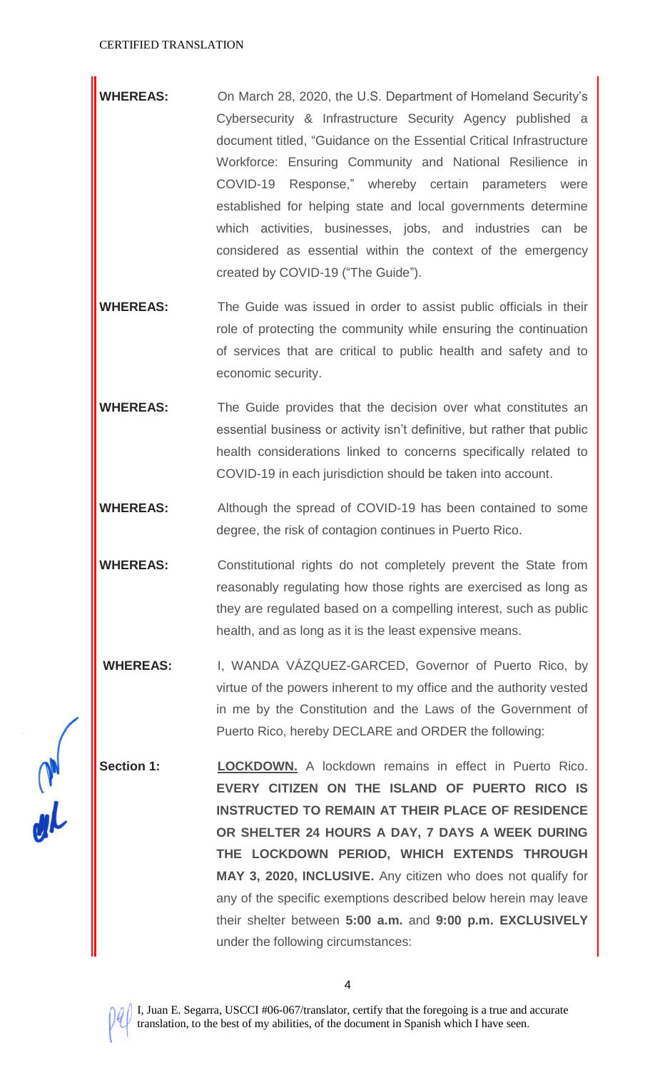CERTIFIED TRANSLATION

**WHEREAS:** On March 28, 2020, the U.S. Department of Homeland Security's Cybersecurity & Infrastructure Security Agency published a document titled, "Guidance on the Essential Critical Infrastructure Workforce: Ensuring Community and National Resilience in COVID-19 Response," whereby certain parameters were established for helping state and local governments determine which activities, businesses, jobs, and industries can be considered as essential within the context of the emergency created by COVID-19 ("The Guide").

**WHEREAS:** The Guide was issued in order to assist public officials in their role of protecting the community while ensuring the continuation of services that are critical to public health and safety and to economic security.

**WHEREAS:** The Guide provides that the decision over what constitutes an essential business or activity isn't definitive, but rather that public health considerations linked to concerns specifically related to COVID-19 in each jurisdiction should be taken into account.

**WHEREAS:** Although the spread of COVID-19 has been contained to some degree, the risk of contagion continues in Puerto Rico.

**WHEREAS:** Constitutional rights do not completely prevent the State from reasonably regulating how those rights are exercised as long as they are regulated based on a compelling interest, such as public health, and as long as it is the least expensive means.

**WHEREAS:** I, WANDA VÁZQUEZ-GARCED, Governor of Puerto Rico, by virtue of the powers inherent to my office and the authority vested in me by the Constitution and the Laws of the Government of Puerto Rico, hereby DECLARE and ORDER the following:

**Section 1:** **LOCKDOWN.** A lockdown remains in effect in Puerto Rico. **EVERY CITIZEN ON THE ISLAND OF PUERTO RICO IS INSTRUCTED TO REMAIN AT THEIR PLACE OF RESIDENCE OR SHELTER 24 HOURS A DAY, 7 DAYS A WEEK DURING THE LOCKDOWN PERIOD, WHICH EXTENDS THROUGH MAY 3, 2020, INCLUSIVE.** Any citizen who does not qualify for any of the specific exemptions described below herein may leave their shelter between **5:00 a.m.** and **9:00 p.m. EXCLUSIVELY** under the following circumstances:

I, Juan E. Segarra, USCCI #06-067/translator, certify that the foregoing is a true and accurate translation, to the best of my abilities, of the document in Spanish which I have seen.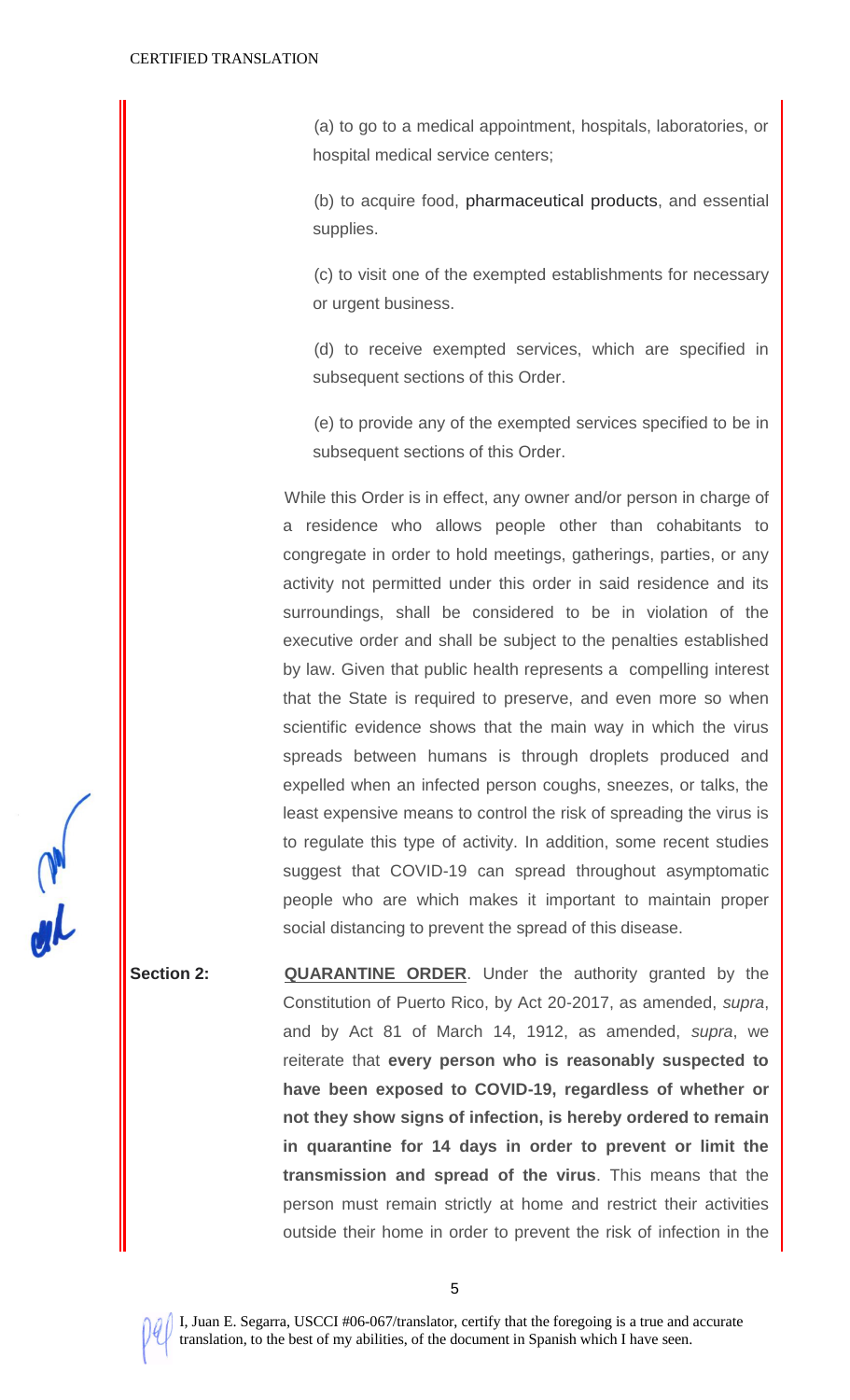(a) to go to a medical appointment, hospitals, laboratories, or hospital medical service centers;

(b) to acquire food, pharmaceutical products, and essential supplies.

(c) to visit one of the exempted establishments for necessary or urgent business.

(d) to receive exempted services, which are specified in subsequent sections of this Order.

(e) to provide any of the exempted services specified to be in subsequent sections of this Order.

While this Order is in effect, any owner and/or person in charge of a residence who allows people other than cohabitants to congregate in order to hold meetings, gatherings, parties, or any activity not permitted under this order in said residence and its surroundings, shall be considered to be in violation of the executive order and shall be subject to the penalties established by law. Given that public health represents a compelling interest that the State is required to preserve, and even more so when scientific evidence shows that the main way in which the virus spreads between humans is through droplets produced and expelled when an infected person coughs, sneezes, or talks, the least expensive means to control the risk of spreading the virus is to regulate this type of activity. In addition, some recent studies suggest that COVID-19 can spread throughout asymptomatic people who are which makes it important to maintain proper social distancing to prevent the spread of this disease.

**Section 2:** **QUARANTINE ORDER**. Under the authority granted by the Constitution of Puerto Rico, by Act 20-2017, as amended, *supra*, and by Act 81 of March 14, 1912, as amended, *supra*, we reiterate that **every person who is reasonably suspected to have been exposed to COVID-19, regardless of whether or not they show signs of infection, is hereby ordered to remain in quarantine for 14 days in order to prevent or limit the transmission and spread of the virus**. This means that the person must remain strictly at home and restrict their activities outside their home in order to prevent the risk of infection in the

I, Juan E. Segarra, USCCI #06-067/translator, certify that the foregoing is a true and accurate translation, to the best of my abilities, of the document in Spanish which I have seen.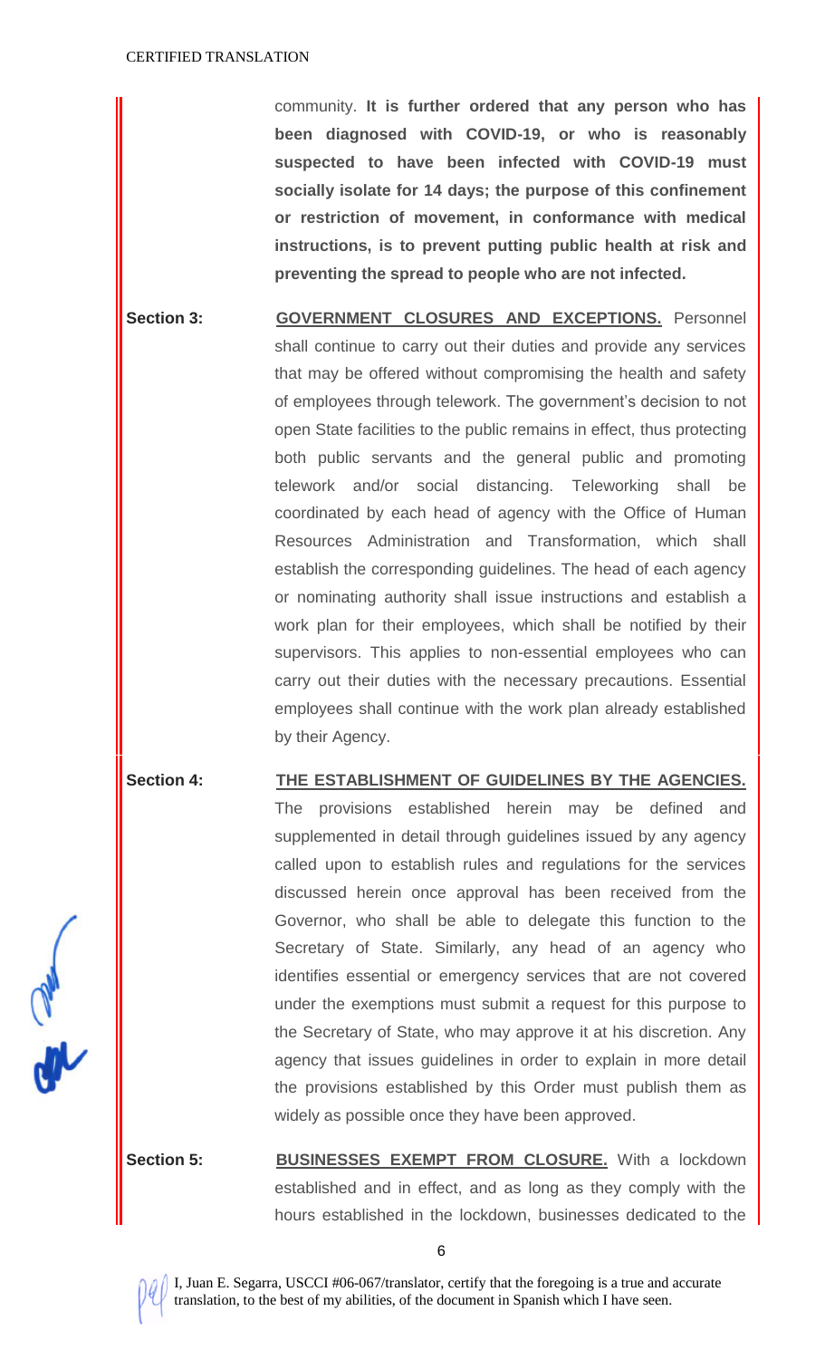community. **It is further ordered that any person who has been diagnosed with COVID-19, or who is reasonably suspected to have been infected with COVID-19 must socially isolate for 14 days; the purpose of this confinement or restriction of movement, in conformance with medical instructions, is to prevent putting public health at risk and preventing the spread to people who are not infected.**

**Section 3:** **GOVERNMENT CLOSURES AND EXCEPTIONS.** Personnel shall continue to carry out their duties and provide any services that may be offered without compromising the health and safety of employees through telework. The government's decision to not open State facilities to the public remains in effect, thus protecting both public servants and the general public and promoting telework and/or social distancing. Teleworking shall be coordinated by each head of agency with the Office of Human Resources Administration and Transformation, which shall establish the corresponding guidelines. The head of each agency or nominating authority shall issue instructions and establish a work plan for their employees, which shall be notified by their supervisors. This applies to non-essential employees who can carry out their duties with the necessary precautions. Essential employees shall continue with the work plan already established by their Agency.

**Section 4:** **THE ESTABLISHMENT OF GUIDELINES BY THE AGENCIES.** The provisions established herein may be defined and supplemented in detail through guidelines issued by any agency called upon to establish rules and regulations for the services discussed herein once approval has been received from the Governor, who shall be able to delegate this function to the Secretary of State. Similarly, any head of an agency who identifies essential or emergency services that are not covered under the exemptions must submit a request for this purpose to the Secretary of State, who may approve it at his discretion. Any agency that issues guidelines in order to explain in more detail the provisions established by this Order must publish them as widely as possible once they have been approved.

**Section 5:** **BUSINESSES EXEMPT FROM CLOSURE.** With a lockdown established and in effect, and as long as they comply with the hours established in the lockdown, businesses dedicated to the

I, Juan E. Segarra, USCCI #06-067/translator, certify that the foregoing is a true and accurate translation, to the best of my abilities, of the document in Spanish which I have seen.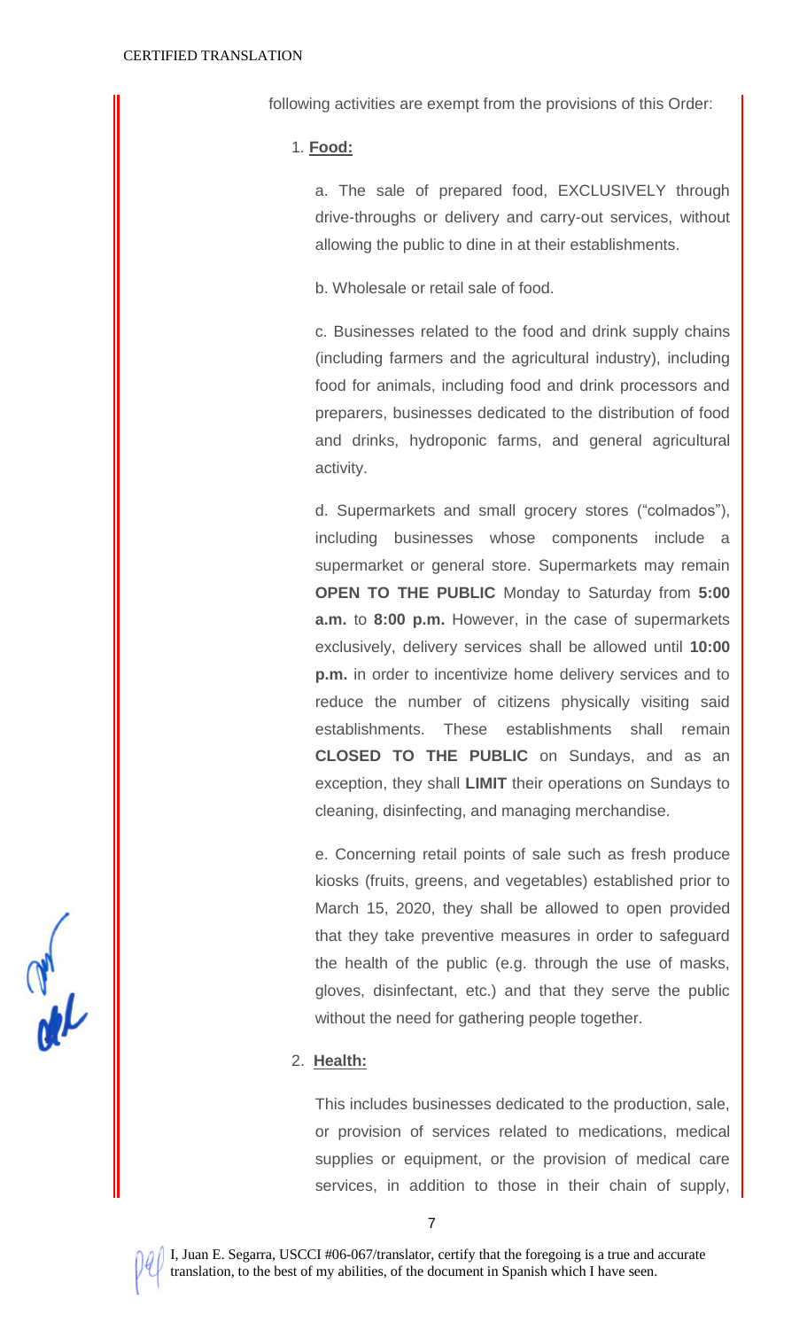following activities are exempt from the provisions of this Order:

1. **Food:**

   a. The sale of prepared food, EXCLUSIVELY through drive-throughs or delivery and carry-out services, without allowing the public to dine in at their establishments.

   b. Wholesale or retail sale of food.

   c. Businesses related to the food and drink supply chains (including farmers and the agricultural industry), including food for animals, including food and drink processors and preparers, businesses dedicated to the distribution of food and drinks, hydroponic farms, and general agricultural activity.

   d. Supermarkets and small grocery stores ("colmados"), including businesses whose components include a supermarket or general store. Supermarkets may remain **OPEN TO THE PUBLIC** Monday to Saturday from **5:00 a.m.** to **8:00 p.m.** However, in the case of supermarkets exclusively, delivery services shall be allowed until **10:00 p.m.** in order to incentivize home delivery services and to reduce the number of citizens physically visiting said establishments. These establishments shall remain **CLOSED TO THE PUBLIC** on Sundays, and as an exception, they shall **LIMIT** their operations on Sundays to cleaning, disinfecting, and managing merchandise.

   e. Concerning retail points of sale such as fresh produce kiosks (fruits, greens, and vegetables) established prior to March 15, 2020, they shall be allowed to open provided that they take preventive measures in order to safeguard the health of the public (e.g. through the use of masks, gloves, disinfectant, etc.) and that they serve the public without the need for gathering people together.

2. **Health:**

   This includes businesses dedicated to the production, sale, or provision of services related to medications, medical supplies or equipment, or the provision of medical care services, in addition to those in their chain of supply,

I, Juan E. Segarra, USCCI #06-067/translator, certify that the foregoing is a true and accurate translation, to the best of my abilities, of the document in Spanish which I have seen.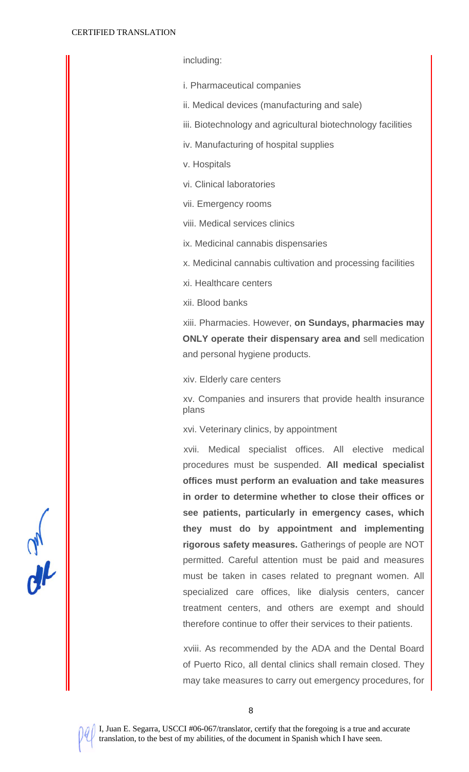including:

i. Pharmaceutical companies

ii. Medical devices (manufacturing and sale)

iii. Biotechnology and agricultural biotechnology facilities

iv. Manufacturing of hospital supplies

v. Hospitals

vi. Clinical laboratories

vii. Emergency rooms

viii. Medical services clinics

ix. Medicinal cannabis dispensaries

x. Medicinal cannabis cultivation and processing facilities

xi. Healthcare centers

xii. Blood banks

xiii. Pharmacies. However, **on Sundays, pharmacies may ONLY operate their dispensary area and** sell medication and personal hygiene products.

xiv. Elderly care centers

xv. Companies and insurers that provide health insurance plans

xvi. Veterinary clinics, by appointment

xvii. Medical specialist offices. All elective medical procedures must be suspended. **All medical specialist offices must perform an evaluation and take measures in order to determine whether to close their offices or see patients, particularly in emergency cases, which they must do by appointment and implementing rigorous safety measures.** Gatherings of people are NOT permitted. Careful attention must be paid and measures must be taken in cases related to pregnant women. All specialized care offices, like dialysis centers, cancer treatment centers, and others are exempt and should therefore continue to offer their services to their patients.

xviii. As recommended by the ADA and the Dental Board of Puerto Rico, all dental clinics shall remain closed. They may take measures to carry out emergency procedures, for

I, Juan E. Segarra, USCCI #06-067/translator, certify that the foregoing is a true and accurate translation, to the best of my abilities, of the document in Spanish which I have seen.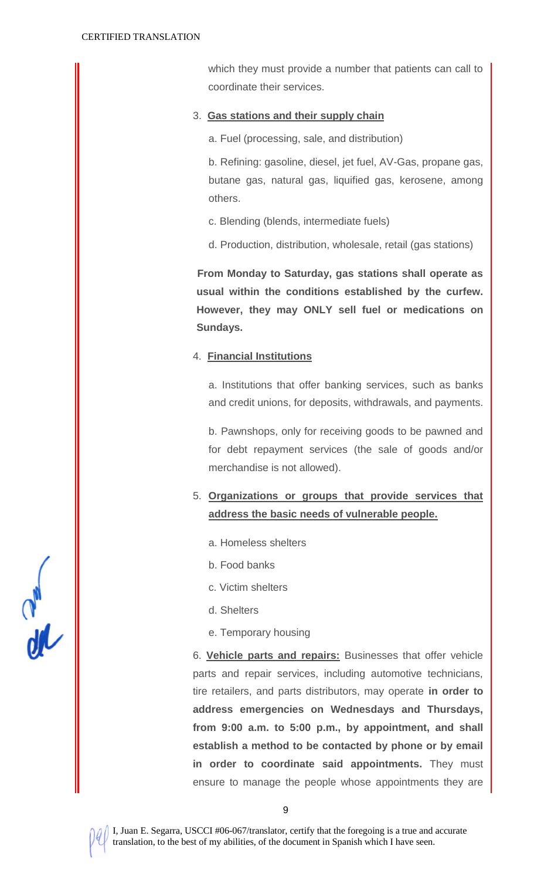which they must provide a number that patients can call to coordinate their services.

3. **Gas stations and their supply chain**

   a. Fuel (processing, sale, and distribution)

   b. Refining: gasoline, diesel, jet fuel, AV-Gas, propane gas, butane gas, natural gas, liquified gas, kerosene, among others.

   c. Blending (blends, intermediate fuels)

   d. Production, distribution, wholesale, retail (gas stations)

**From Monday to Saturday, gas stations shall operate as usual within the conditions established by the curfew. However, they may ONLY sell fuel or medications on Sundays.**

4. **Financial Institutions**

   a. Institutions that offer banking services, such as banks and credit unions, for deposits, withdrawals, and payments.

   b. Pawnshops, only for receiving goods to be pawned and for debt repayment services (the sale of goods and/or merchandise is not allowed).

5. **Organizations or groups that provide services that address the basic needs of vulnerable people.**

   a. Homeless shelters

   b. Food banks

   c. Victim shelters

   d. Shelters

   e. Temporary housing

6. **Vehicle parts and repairs:** Businesses that offer vehicle parts and repair services, including automotive technicians, tire retailers, and parts distributors, may operate **in order to address emergencies on Wednesdays and Thursdays, from 9:00 a.m. to 5:00 p.m., by appointment, and shall establish a method to be contacted by phone or by email in order to coordinate said appointments.** They must ensure to manage the people whose appointments they are

I, Juan E. Segarra, USCCI #06-067/translator, certify that the foregoing is a true and accurate translation, to the best of my abilities, of the document in Spanish which I have seen.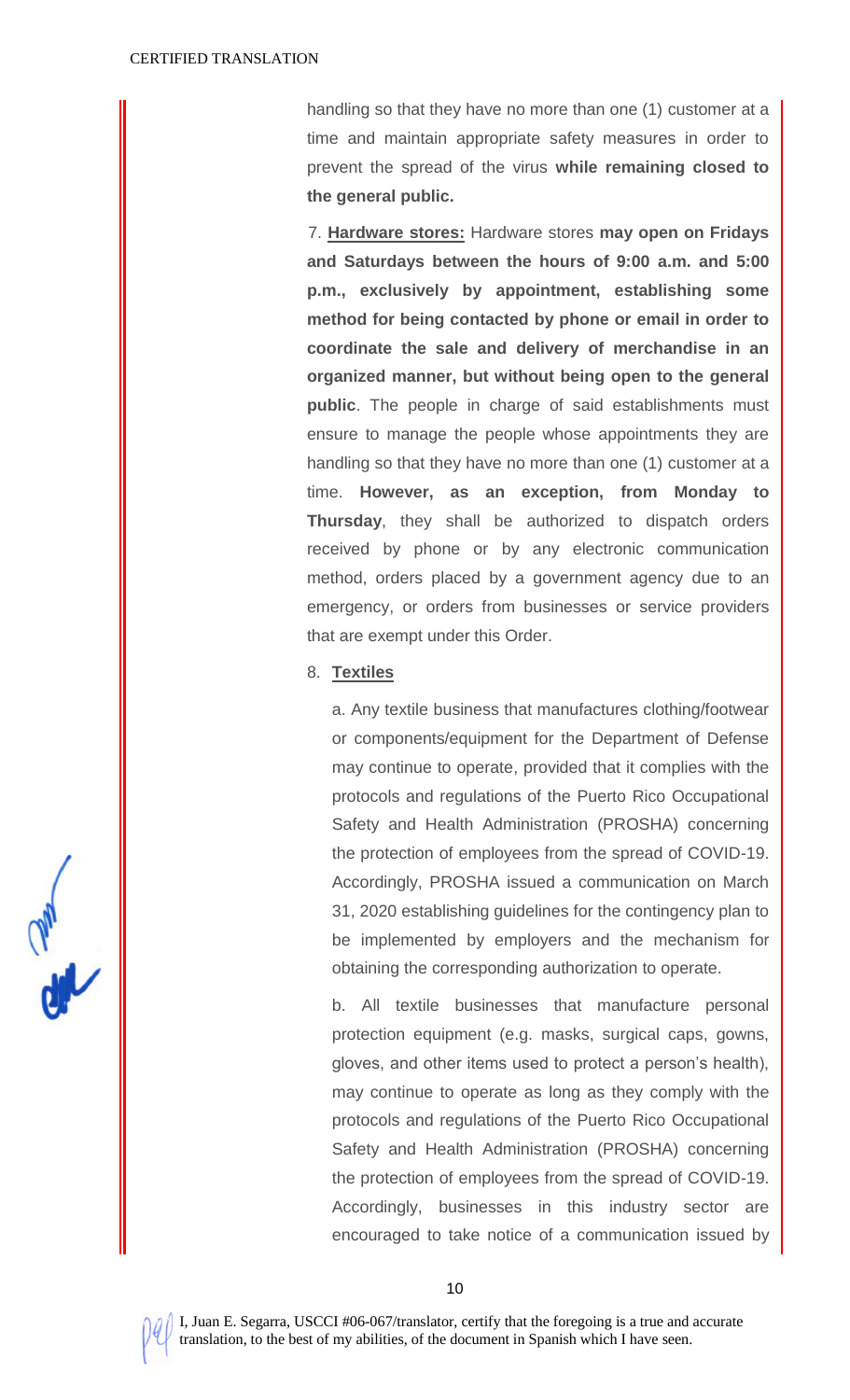handling so that they have no more than one (1) customer at a time and maintain appropriate safety measures in order to prevent the spread of the virus **while remaining closed to the general public.**

7. **Hardware stores:** Hardware stores **may open on Fridays and Saturdays between the hours of 9:00 a.m. and 5:00 p.m., exclusively by appointment, establishing some method for being contacted by phone or email in order to coordinate the sale and delivery of merchandise in an organized manner, but without being open to the general public**. The people in charge of said establishments must ensure to manage the people whose appointments they are handling so that they have no more than one (1) customer at a time. **However, as an exception, from Monday to Thursday**, they shall be authorized to dispatch orders received by phone or by any electronic communication method, orders placed by a government agency due to an emergency, or orders from businesses or service providers that are exempt under this Order.

8. **Textiles**

a. Any textile business that manufactures clothing/footwear or components/equipment for the Department of Defense may continue to operate, provided that it complies with the protocols and regulations of the Puerto Rico Occupational Safety and Health Administration (PROSHA) concerning the protection of employees from the spread of COVID-19. Accordingly, PROSHA issued a communication on March 31, 2020 establishing guidelines for the contingency plan to be implemented by employers and the mechanism for obtaining the corresponding authorization to operate.

b. All textile businesses that manufacture personal protection equipment (e.g. masks, surgical caps, gowns, gloves, and other items used to protect a person's health), may continue to operate as long as they comply with the protocols and regulations of the Puerto Rico Occupational Safety and Health Administration (PROSHA) concerning the protection of employees from the spread of COVID-19. Accordingly, businesses in this industry sector are encouraged to take notice of a communication issued by

I, Juan E. Segarra, USCCI #06-067/translator, certify that the foregoing is a true and accurate translation, to the best of my abilities, of the document in Spanish which I have seen.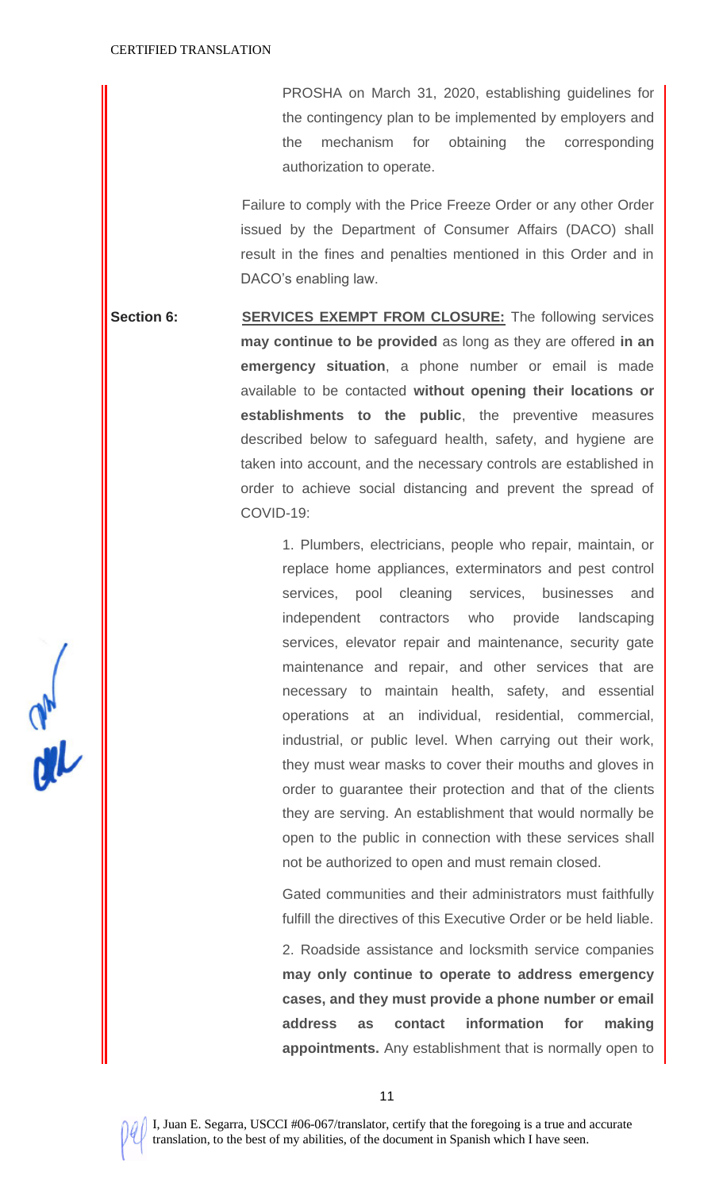PROSHA on March 31, 2020, establishing guidelines for the contingency plan to be implemented by employers and the mechanism for obtaining the corresponding authorization to operate.

Failure to comply with the Price Freeze Order or any other Order issued by the Department of Consumer Affairs (DACO) shall result in the fines and penalties mentioned in this Order and in DACO's enabling law.

**Section 6:** **SERVICES EXEMPT FROM CLOSURE:** The following services **may continue to be provided** as long as they are offered **in an emergency situation**, a phone number or email is made available to be contacted **without opening their locations or establishments to the public**, the preventive measures described below to safeguard health, safety, and hygiene are taken into account, and the necessary controls are established in order to achieve social distancing and prevent the spread of COVID-19:

1. Plumbers, electricians, people who repair, maintain, or replace home appliances, exterminators and pest control services, pool cleaning services, businesses and independent contractors who provide landscaping services, elevator repair and maintenance, security gate maintenance and repair, and other services that are necessary to maintain health, safety, and essential operations at an individual, residential, commercial, industrial, or public level. When carrying out their work, they must wear masks to cover their mouths and gloves in order to guarantee their protection and that of the clients they are serving. An establishment that would normally be open to the public in connection with these services shall not be authorized to open and must remain closed.

   Gated communities and their administrators must faithfully fulfill the directives of this Executive Order or be held liable.

2. Roadside assistance and locksmith service companies **may only continue to operate to address emergency cases, and they must provide a phone number or email address as contact information for making appointments.** Any establishment that is normally open to

I, Juan E. Segarra, USCCI #06-067/translator, certify that the foregoing is a true and accurate translation, to the best of my abilities, of the document in Spanish which I have seen.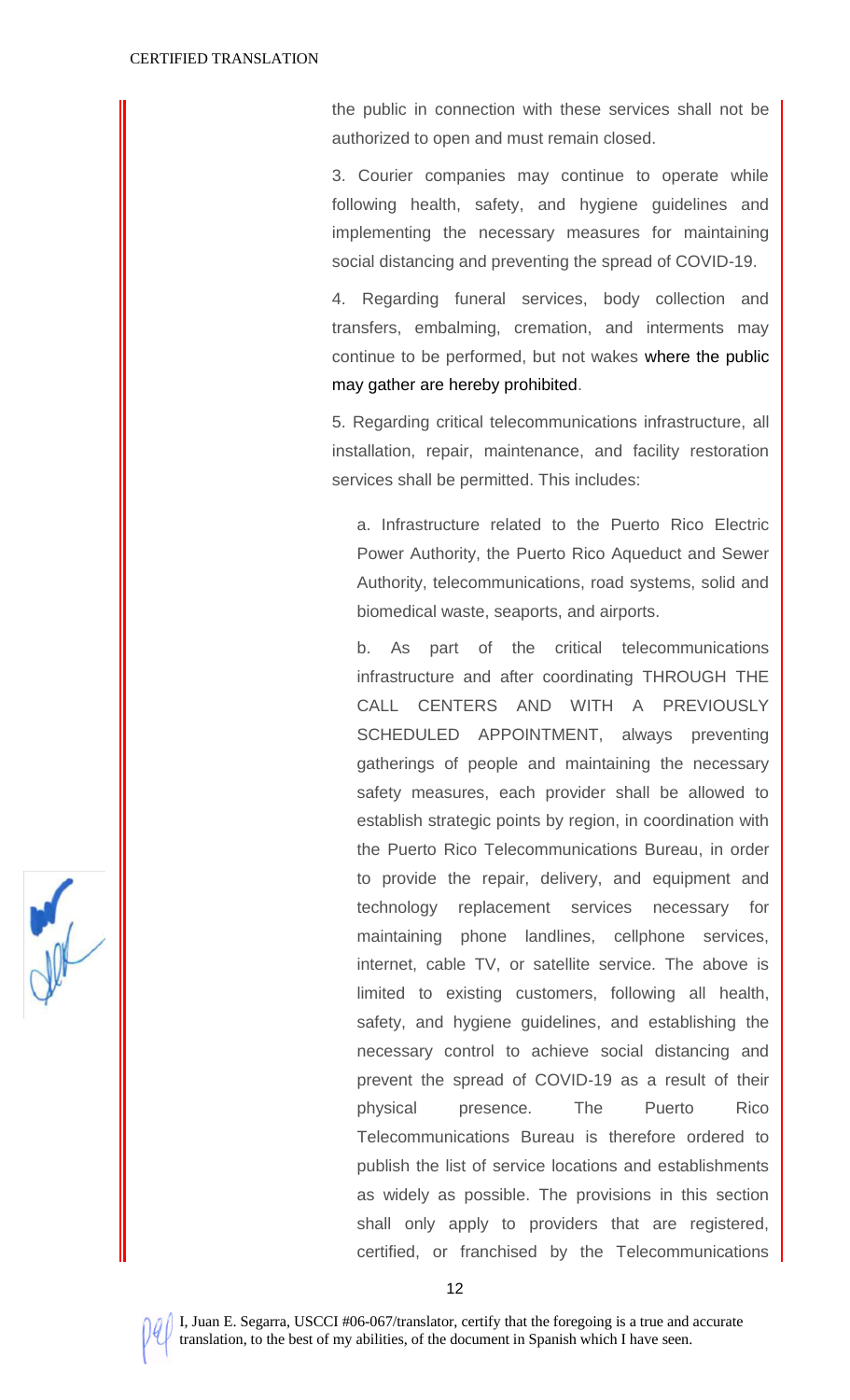the public in connection with these services shall not be authorized to open and must remain closed.

3. Courier companies may continue to operate while following health, safety, and hygiene guidelines and implementing the necessary measures for maintaining social distancing and preventing the spread of COVID-19.

4. Regarding funeral services, body collection and transfers, embalming, cremation, and interments may continue to be performed, but not wakes where the public may gather are hereby prohibited.

5. Regarding critical telecommunications infrastructure, all installation, repair, maintenance, and facility restoration services shall be permitted. This includes:

a. Infrastructure related to the Puerto Rico Electric Power Authority, the Puerto Rico Aqueduct and Sewer Authority, telecommunications, road systems, solid and biomedical waste, seaports, and airports.

b. As part of the critical telecommunications infrastructure and after coordinating THROUGH THE CALL CENTERS AND WITH A PREVIOUSLY SCHEDULED APPOINTMENT, always preventing gatherings of people and maintaining the necessary safety measures, each provider shall be allowed to establish strategic points by region, in coordination with the Puerto Rico Telecommunications Bureau, in order to provide the repair, delivery, and equipment and technology replacement services necessary for maintaining phone landlines, cellphone services, internet, cable TV, or satellite service. The above is limited to existing customers, following all health, safety, and hygiene guidelines, and establishing the necessary control to achieve social distancing and prevent the spread of COVID-19 as a result of their physical presence. The Puerto Rico Telecommunications Bureau is therefore ordered to publish the list of service locations and establishments as widely as possible. The provisions in this section shall only apply to providers that are registered, certified, or franchised by the Telecommunications

I, Juan E. Segarra, USCCI #06-067/translator, certify that the foregoing is a true and accurate translation, to the best of my abilities, of the document in Spanish which I have seen.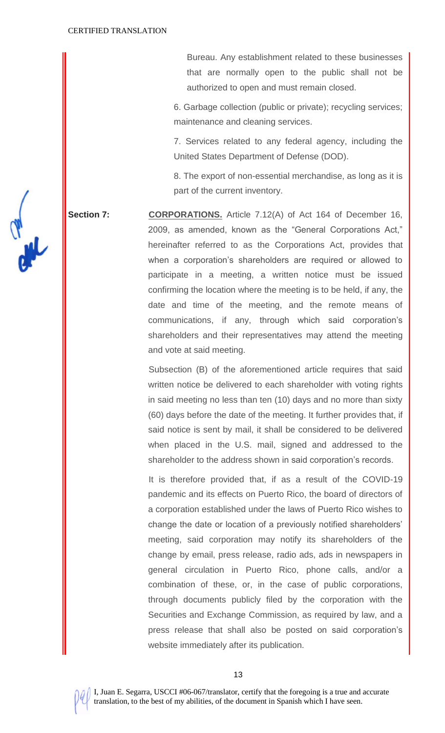Bureau. Any establishment related to these businesses that are normally open to the public shall not be authorized to open and must remain closed.

6. Garbage collection (public or private); recycling services; maintenance and cleaning services.

7. Services related to any federal agency, including the United States Department of Defense (DOD).

8. The export of non-essential merchandise, as long as it is part of the current inventory.

**Section 7:** **CORPORATIONS.** Article 7.12(A) of Act 164 of December 16, 2009, as amended, known as the "General Corporations Act," hereinafter referred to as the Corporations Act, provides that when a corporation's shareholders are required or allowed to participate in a meeting, a written notice must be issued confirming the location where the meeting is to be held, if any, the date and time of the meeting, and the remote means of communications, if any, through which said corporation's shareholders and their representatives may attend the meeting and vote at said meeting.

Subsection (B) of the aforementioned article requires that said written notice be delivered to each shareholder with voting rights in said meeting no less than ten (10) days and no more than sixty (60) days before the date of the meeting. It further provides that, if said notice is sent by mail, it shall be considered to be delivered when placed in the U.S. mail, signed and addressed to the shareholder to the address shown in said corporation's records.

It is therefore provided that, if as a result of the COVID-19 pandemic and its effects on Puerto Rico, the board of directors of a corporation established under the laws of Puerto Rico wishes to change the date or location of a previously notified shareholders' meeting, said corporation may notify its shareholders of the change by email, press release, radio ads, ads in newspapers in general circulation in Puerto Rico, phone calls, and/or a combination of these, or, in the case of public corporations, through documents publicly filed by the corporation with the Securities and Exchange Commission, as required by law, and a press release that shall also be posted on said corporation's website immediately after its publication.

I, Juan E. Segarra, USCCI #06-067/translator, certify that the foregoing is a true and accurate translation, to the best of my abilities, of the document in Spanish which I have seen.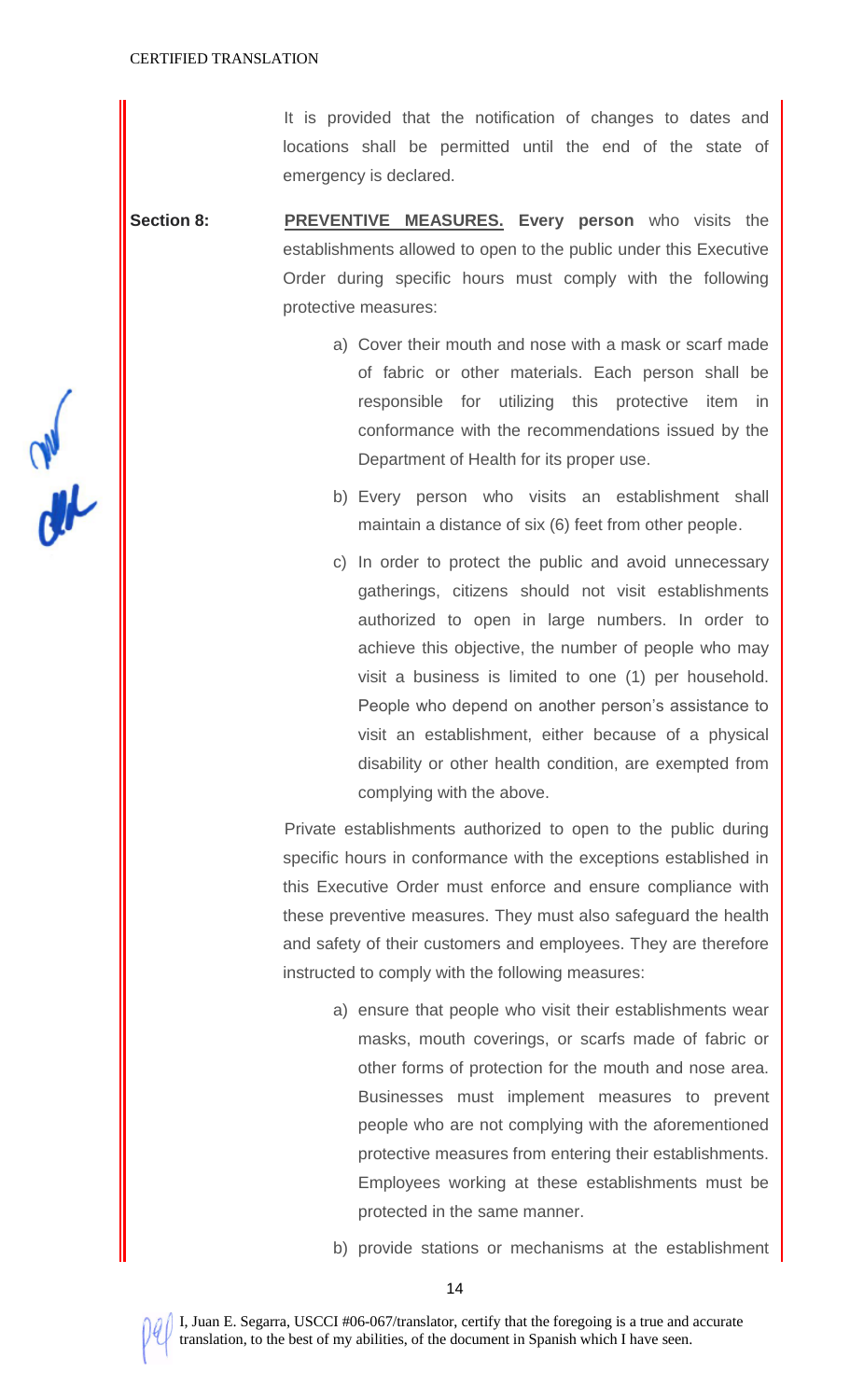It is provided that the notification of changes to dates and locations shall be permitted until the end of the state of emergency is declared.

**Section 8:** **PREVENTIVE MEASURES.** **Every person** who visits the establishments allowed to open to the public under this Executive Order during specific hours must comply with the following protective measures:

a) Cover their mouth and nose with a mask or scarf made of fabric or other materials. Each person shall be responsible for utilizing this protective item in conformance with the recommendations issued by the Department of Health for its proper use.

b) Every person who visits an establishment shall maintain a distance of six (6) feet from other people.

c) In order to protect the public and avoid unnecessary gatherings, citizens should not visit establishments authorized to open in large numbers. In order to achieve this objective, the number of people who may visit a business is limited to one (1) per household. People who depend on another person's assistance to visit an establishment, either because of a physical disability or other health condition, are exempted from complying with the above.

Private establishments authorized to open to the public during specific hours in conformance with the exceptions established in this Executive Order must enforce and ensure compliance with these preventive measures. They must also safeguard the health and safety of their customers and employees. They are therefore instructed to comply with the following measures:

a) ensure that people who visit their establishments wear masks, mouth coverings, or scarfs made of fabric or other forms of protection for the mouth and nose area. Businesses must implement measures to prevent people who are not complying with the aforementioned protective measures from entering their establishments. Employees working at these establishments must be protected in the same manner.

b) provide stations or mechanisms at the establishment

I, Juan E. Segarra, USCCI #06-067/translator, certify that the foregoing is a true and accurate translation, to the best of my abilities, of the document in Spanish which I have seen.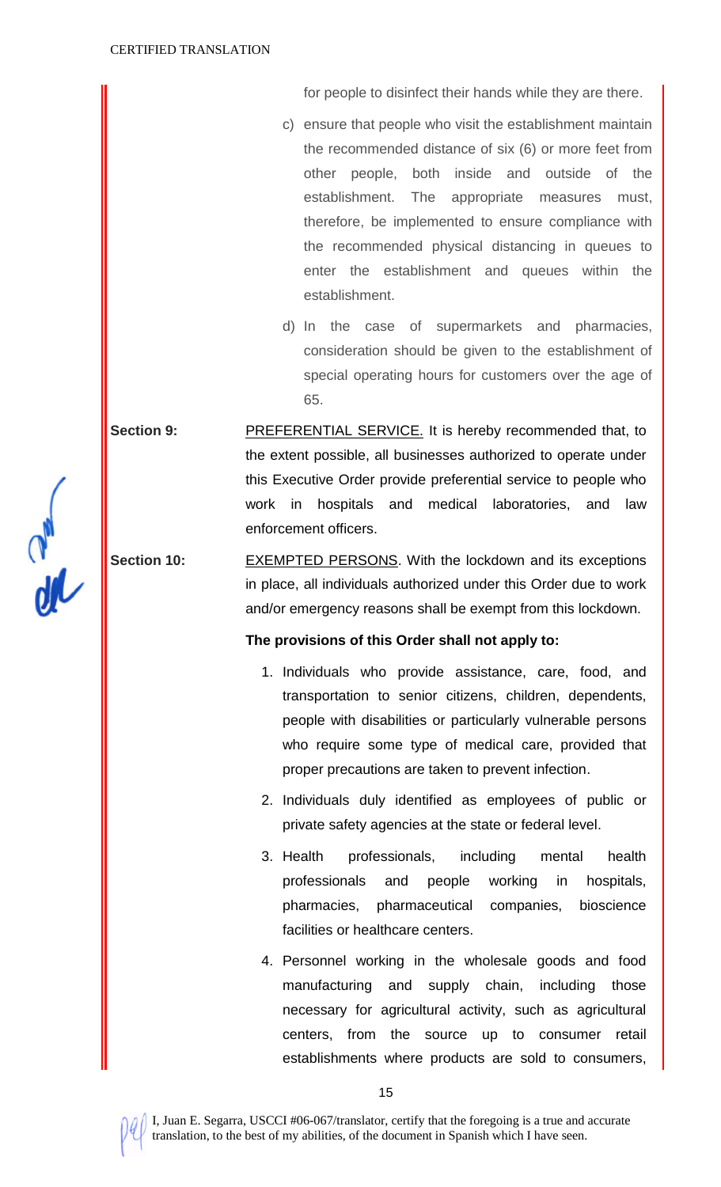for people to disinfect their hands while they are there.

c) ensure that people who visit the establishment maintain the recommended distance of six (6) or more feet from other people, both inside and outside of the establishment. The appropriate measures must, therefore, be implemented to ensure compliance with the recommended physical distancing in queues to enter the establishment and queues within the establishment.

d) In the case of supermarkets and pharmacies, consideration should be given to the establishment of special operating hours for customers over the age of 65.

**Section 9:** PREFERENTIAL SERVICE. It is hereby recommended that, to the extent possible, all businesses authorized to operate under this Executive Order provide preferential service to people who work in hospitals and medical laboratories, and law enforcement officers.

**Section 10:** EXEMPTED PERSONS. With the lockdown and its exceptions in place, all individuals authorized under this Order due to work and/or emergency reasons shall be exempt from this lockdown.

**The provisions of this Order shall not apply to:**

1. Individuals who provide assistance, care, food, and transportation to senior citizens, children, dependents, people with disabilities or particularly vulnerable persons who require some type of medical care, provided that proper precautions are taken to prevent infection.
2. Individuals duly identified as employees of public or private safety agencies at the state or federal level.
3. Health professionals, including mental health professionals and people working in hospitals, pharmacies, pharmaceutical companies, bioscience facilities or healthcare centers.
4. Personnel working in the wholesale goods and food manufacturing and supply chain, including those necessary for agricultural activity, such as agricultural centers, from the source up to consumer retail establishments where products are sold to consumers,

I, Juan E. Segarra, USCCI #06-067/translator, certify that the foregoing is a true and accurate translation, to the best of my abilities, of the document in Spanish which I have seen.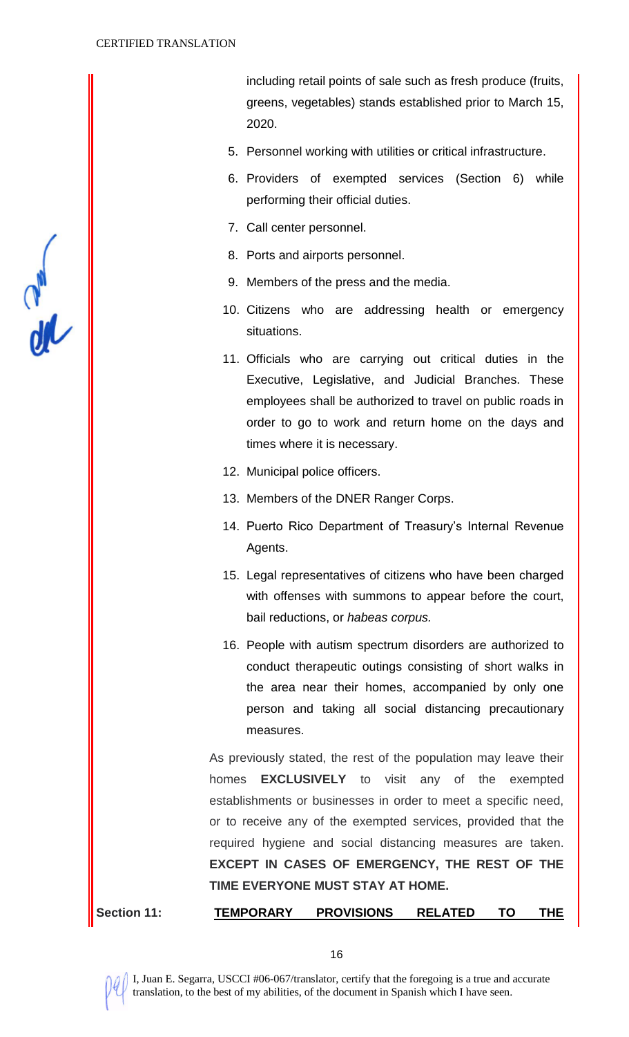including retail points of sale such as fresh produce (fruits, greens, vegetables) stands established prior to March 15, 2020.

5. Personnel working with utilities or critical infrastructure.
6. Providers of exempted services (Section 6) while performing their official duties.
7. Call center personnel.
8. Ports and airports personnel.
9. Members of the press and the media.
10. Citizens who are addressing health or emergency situations.
11. Officials who are carrying out critical duties in the Executive, Legislative, and Judicial Branches. These employees shall be authorized to travel on public roads in order to go to work and return home on the days and times where it is necessary.
12. Municipal police officers.
13. Members of the DNER Ranger Corps.
14. Puerto Rico Department of Treasury's Internal Revenue Agents.
15. Legal representatives of citizens who have been charged with offenses with summons to appear before the court, bail reductions, or *habeas corpus.*
16. People with autism spectrum disorders are authorized to conduct therapeutic outings consisting of short walks in the area near their homes, accompanied by only one person and taking all social distancing precautionary measures.

As previously stated, the rest of the population may leave their homes **EXCLUSIVELY** to visit any of the exempted establishments or businesses in order to meet a specific need, or to receive any of the exempted services, provided that the required hygiene and social distancing measures are taken. **EXCEPT IN CASES OF EMERGENCY, THE REST OF THE TIME EVERYONE MUST STAY AT HOME.**

**Section 11:** **<u>TEMPORARY PROVISIONS RELATED TO THE</u>**

I, Juan E. Segarra, USCCI #06-067/translator, certify that the foregoing is a true and accurate translation, to the best of my abilities, of the document in Spanish which I have seen.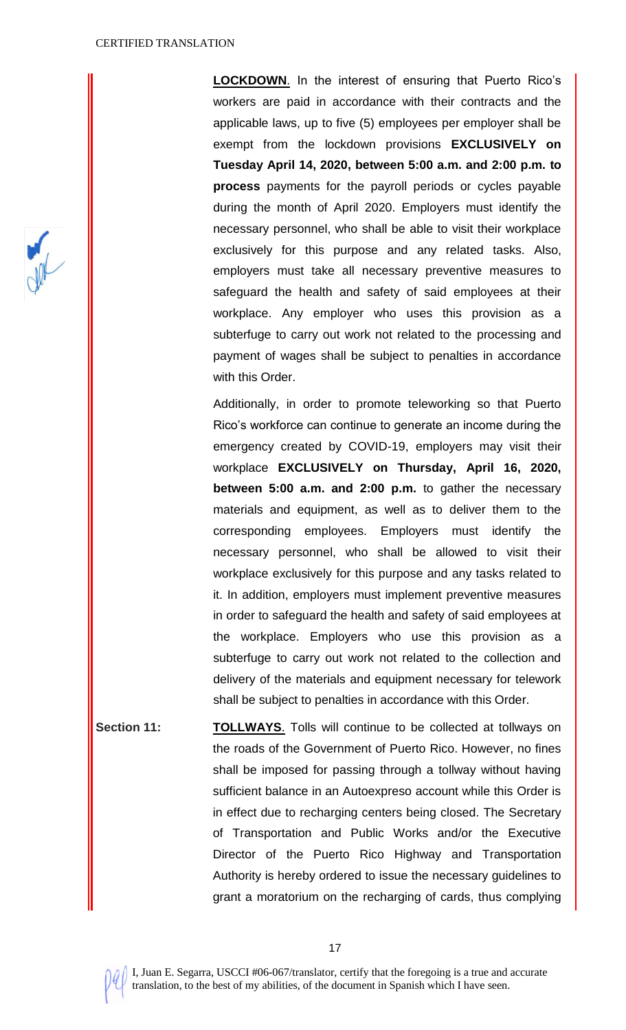**LOCKDOWN**. In the interest of ensuring that Puerto Rico's workers are paid in accordance with their contracts and the applicable laws, up to five (5) employees per employer shall be exempt from the lockdown provisions **EXCLUSIVELY on Tuesday April 14, 2020, between 5:00 a.m. and 2:00 p.m. to process** payments for the payroll periods or cycles payable during the month of April 2020. Employers must identify the necessary personnel, who shall be able to visit their workplace exclusively for this purpose and any related tasks. Also, employers must take all necessary preventive measures to safeguard the health and safety of said employees at their workplace. Any employer who uses this provision as a subterfuge to carry out work not related to the processing and payment of wages shall be subject to penalties in accordance with this Order.

Additionally, in order to promote teleworking so that Puerto Rico's workforce can continue to generate an income during the emergency created by COVID-19, employers may visit their workplace **EXCLUSIVELY on Thursday, April 16, 2020, between 5:00 a.m. and 2:00 p.m.** to gather the necessary materials and equipment, as well as to deliver them to the corresponding employees. Employers must identify the necessary personnel, who shall be allowed to visit their workplace exclusively for this purpose and any tasks related to it. In addition, employers must implement preventive measures in order to safeguard the health and safety of said employees at the workplace. Employers who use this provision as a subterfuge to carry out work not related to the collection and delivery of the materials and equipment necessary for telework shall be subject to penalties in accordance with this Order.

**Section 11:** **TOLLWAYS**. Tolls will continue to be collected at tollways on the roads of the Government of Puerto Rico. However, no fines shall be imposed for passing through a tollway without having sufficient balance in an Autoexpreso account while this Order is in effect due to recharging centers being closed. The Secretary of Transportation and Public Works and/or the Executive Director of the Puerto Rico Highway and Transportation Authority is hereby ordered to issue the necessary guidelines to grant a moratorium on the recharging of cards, thus complying

I, Juan E. Segarra, USCCI #06-067/translator, certify that the foregoing is a true and accurate translation, to the best of my abilities, of the document in Spanish which I have seen.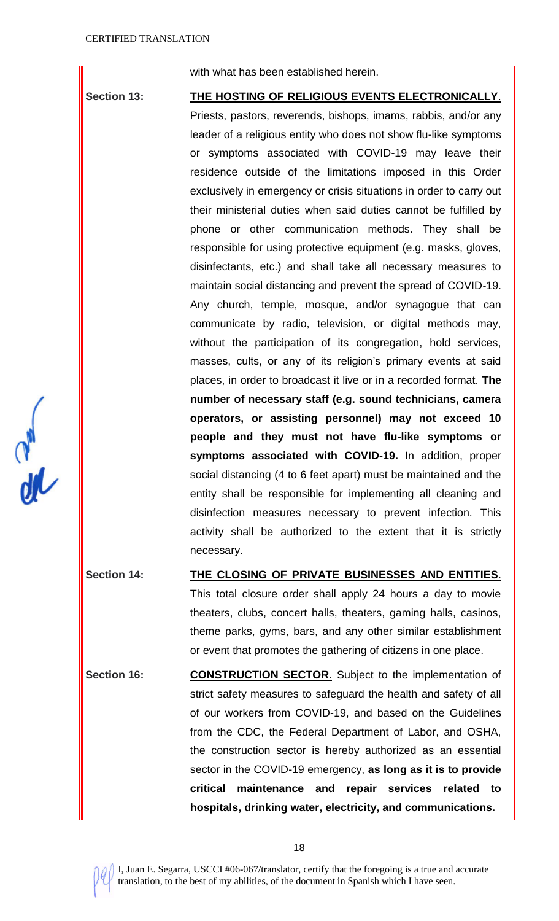with what has been established herein.

**Section 13:** **<u>THE HOSTING OF RELIGIOUS EVENTS ELECTRONICALLY</u>**. Priests, pastors, reverends, bishops, imams, rabbis, and/or any leader of a religious entity who does not show flu-like symptoms or symptoms associated with COVID-19 may leave their residence outside of the limitations imposed in this Order exclusively in emergency or crisis situations in order to carry out their ministerial duties when said duties cannot be fulfilled by phone or other communication methods. They shall be responsible for using protective equipment (e.g. masks, gloves, disinfectants, etc.) and shall take all necessary measures to maintain social distancing and prevent the spread of COVID-19. Any church, temple, mosque, and/or synagogue that can communicate by radio, television, or digital methods may, without the participation of its congregation, hold services, masses, cults, or any of its religion's primary events at said places, in order to broadcast it live or in a recorded format. **The number of necessary staff (e.g. sound technicians, camera operators, or assisting personnel) may not exceed 10 people and they must not have flu-like symptoms or symptoms associated with COVID-19.** In addition, proper social distancing (4 to 6 feet apart) must be maintained and the entity shall be responsible for implementing all cleaning and disinfection measures necessary to prevent infection. This activity shall be authorized to the extent that it is strictly necessary.

**Section 14:** **<u>THE CLOSING OF PRIVATE BUSINESSES AND ENTITIES</u>**. This total closure order shall apply 24 hours a day to movie theaters, clubs, concert halls, theaters, gaming halls, casinos, theme parks, gyms, bars, and any other similar establishment or event that promotes the gathering of citizens in one place.

**Section 16:** **<u>CONSTRUCTION SECTOR</u>**. Subject to the implementation of strict safety measures to safeguard the health and safety of all of our workers from COVID-19, and based on the Guidelines from the CDC, the Federal Department of Labor, and OSHA, the construction sector is hereby authorized as an essential sector in the COVID-19 emergency, **as long as it is to provide critical maintenance and repair services related to hospitals, drinking water, electricity, and communications.**

I, Juan E. Segarra, USCCI #06-067/translator, certify that the foregoing is a true and accurate translation, to the best of my abilities, of the document in Spanish which I have seen.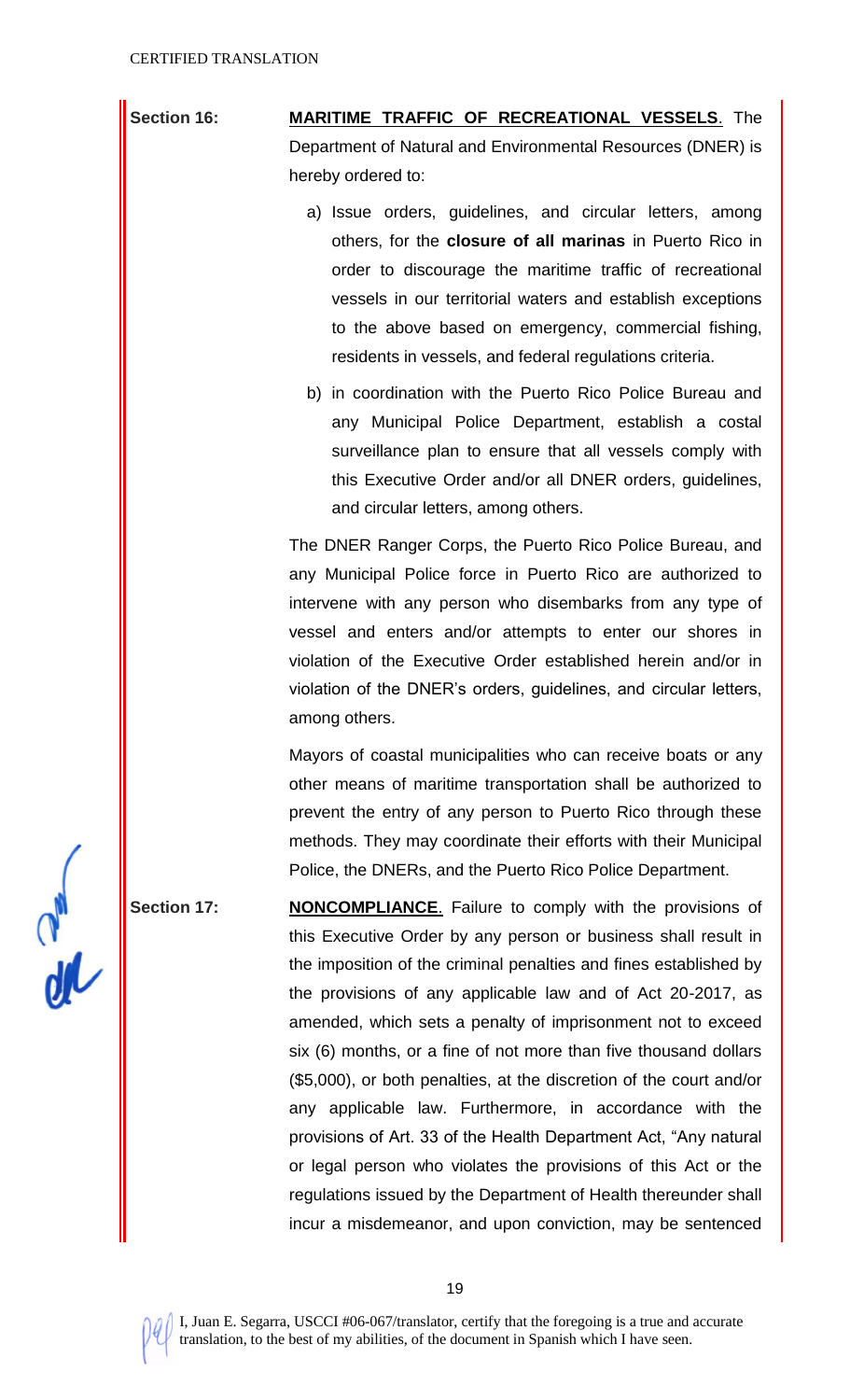**Section 16:** **MARITIME TRAFFIC OF RECREATIONAL VESSELS**. The Department of Natural and Environmental Resources (DNER) is hereby ordered to:

a) Issue orders, guidelines, and circular letters, among others, for the **closure of all marinas** in Puerto Rico in order to discourage the maritime traffic of recreational vessels in our territorial waters and establish exceptions to the above based on emergency, commercial fishing, residents in vessels, and federal regulations criteria.

b) in coordination with the Puerto Rico Police Bureau and any Municipal Police Department, establish a costal surveillance plan to ensure that all vessels comply with this Executive Order and/or all DNER orders, guidelines, and circular letters, among others.

The DNER Ranger Corps, the Puerto Rico Police Bureau, and any Municipal Police force in Puerto Rico are authorized to intervene with any person who disembarks from any type of vessel and enters and/or attempts to enter our shores in violation of the Executive Order established herein and/or in violation of the DNER's orders, guidelines, and circular letters, among others.

Mayors of coastal municipalities who can receive boats or any other means of maritime transportation shall be authorized to prevent the entry of any person to Puerto Rico through these methods. They may coordinate their efforts with their Municipal Police, the DNERs, and the Puerto Rico Police Department.

**Section 17:** **NONCOMPLIANCE**. Failure to comply with the provisions of this Executive Order by any person or business shall result in the imposition of the criminal penalties and fines established by the provisions of any applicable law and of Act 20-2017, as amended, which sets a penalty of imprisonment not to exceed six (6) months, or a fine of not more than five thousand dollars ($5,000), or both penalties, at the discretion of the court and/or any applicable law. Furthermore, in accordance with the provisions of Art. 33 of the Health Department Act, "Any natural or legal person who violates the provisions of this Act or the regulations issued by the Department of Health thereunder shall incur a misdemeanor, and upon conviction, may be sentenced

I, Juan E. Segarra, USCCI #06-067/translator, certify that the foregoing is a true and accurate translation, to the best of my abilities, of the document in Spanish which I have seen.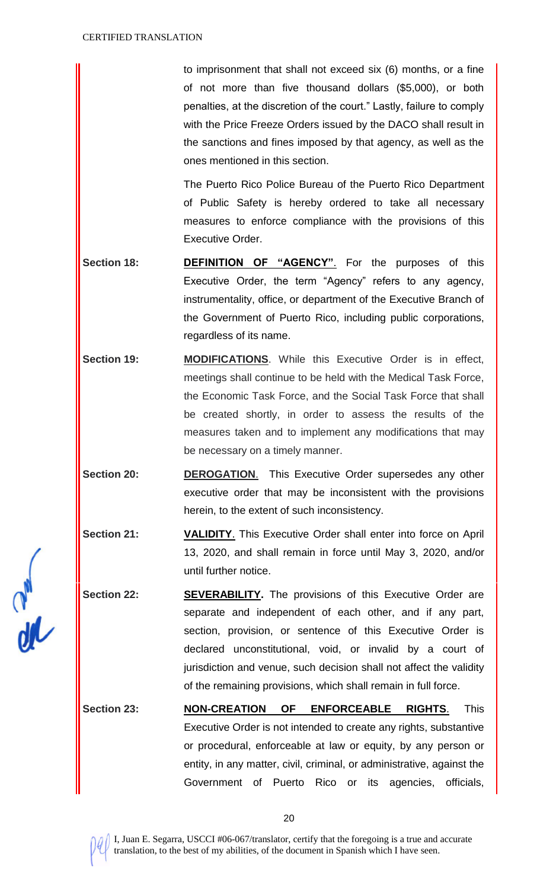to imprisonment that shall not exceed six (6) months, or a fine of not more than five thousand dollars ($5,000), or both penalties, at the discretion of the court." Lastly, failure to comply with the Price Freeze Orders issued by the DACO shall result in the sanctions and fines imposed by that agency, as well as the ones mentioned in this section.

The Puerto Rico Police Bureau of the Puerto Rico Department of Public Safety is hereby ordered to take all necessary measures to enforce compliance with the provisions of this Executive Order.

**Section 18:** **DEFINITION OF "AGENCY"**. For the purposes of this Executive Order, the term "Agency" refers to any agency, instrumentality, office, or department of the Executive Branch of the Government of Puerto Rico, including public corporations, regardless of its name.

**Section 19:** **MODIFICATIONS**. While this Executive Order is in effect, meetings shall continue to be held with the Medical Task Force, the Economic Task Force, and the Social Task Force that shall be created shortly, in order to assess the results of the measures taken and to implement any modifications that may be necessary on a timely manner.

**Section 20:** **DEROGATION**. This Executive Order supersedes any other executive order that may be inconsistent with the provisions herein, to the extent of such inconsistency.

**Section 21:** **VALIDITY**. This Executive Order shall enter into force on April 13, 2020, and shall remain in force until May 3, 2020, and/or until further notice.

**Section 22:** **SEVERABILITY.** The provisions of this Executive Order are separate and independent of each other, and if any part, section, provision, or sentence of this Executive Order is declared unconstitutional, void, or invalid by a court of jurisdiction and venue, such decision shall not affect the validity of the remaining provisions, which shall remain in full force.

**Section 23:** **NON-CREATION OF ENFORCEABLE RIGHTS**. This Executive Order is not intended to create any rights, substantive or procedural, enforceable at law or equity, by any person or entity, in any matter, civil, criminal, or administrative, against the Government of Puerto Rico or its agencies, officials,

I, Juan E. Segarra, USCCI #06-067/translator, certify that the foregoing is a true and accurate translation, to the best of my abilities, of the document in Spanish which I have seen.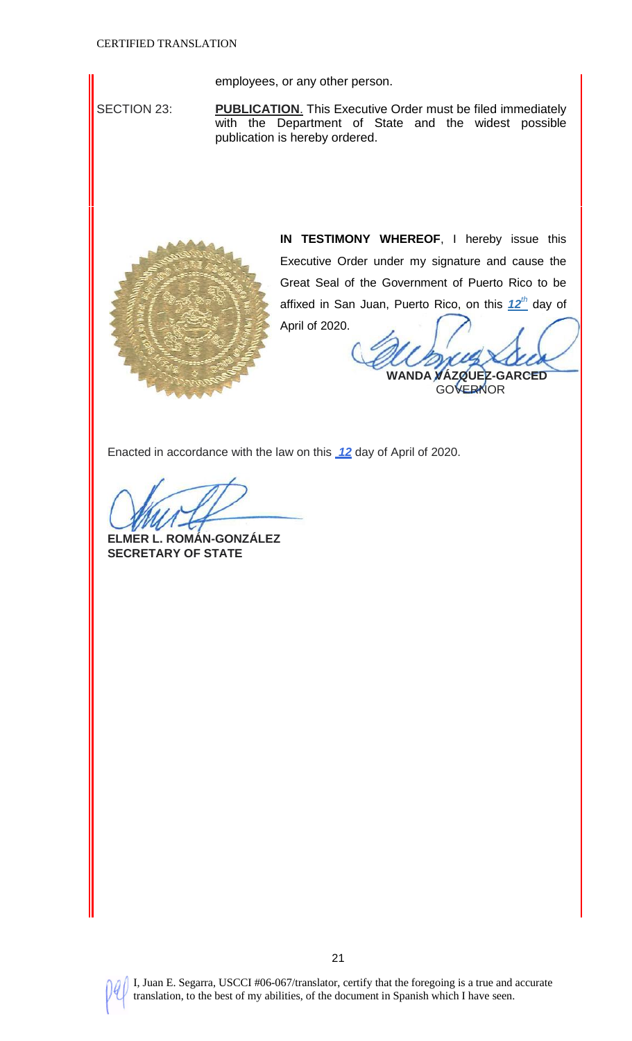employees, or any other person.

SECTION 23: **PUBLICATION**. This Executive Order must be filed immediately with the Department of State and the widest possible publication is hereby ordered.

**IN TESTIMONY WHEREOF**, I hereby issue this Executive Order under my signature and cause the Great Seal of the Government of Puerto Rico to be affixed in San Juan, Puerto Rico, on this ***12th*** day of April of 2020.

**WANDA VÁZQUEZ-GARCED**
GOVERNOR

Enacted in accordance with the law on this ***12*** day of April of 2020.

**ELMER L. ROMÁN-GONZÁLEZ**
**SECRETARY OF STATE**

I, Juan E. Segarra, USCCI #06-067/translator, certify that the foregoing is a true and accurate translation, to the best of my abilities, of the document in Spanish which I have seen.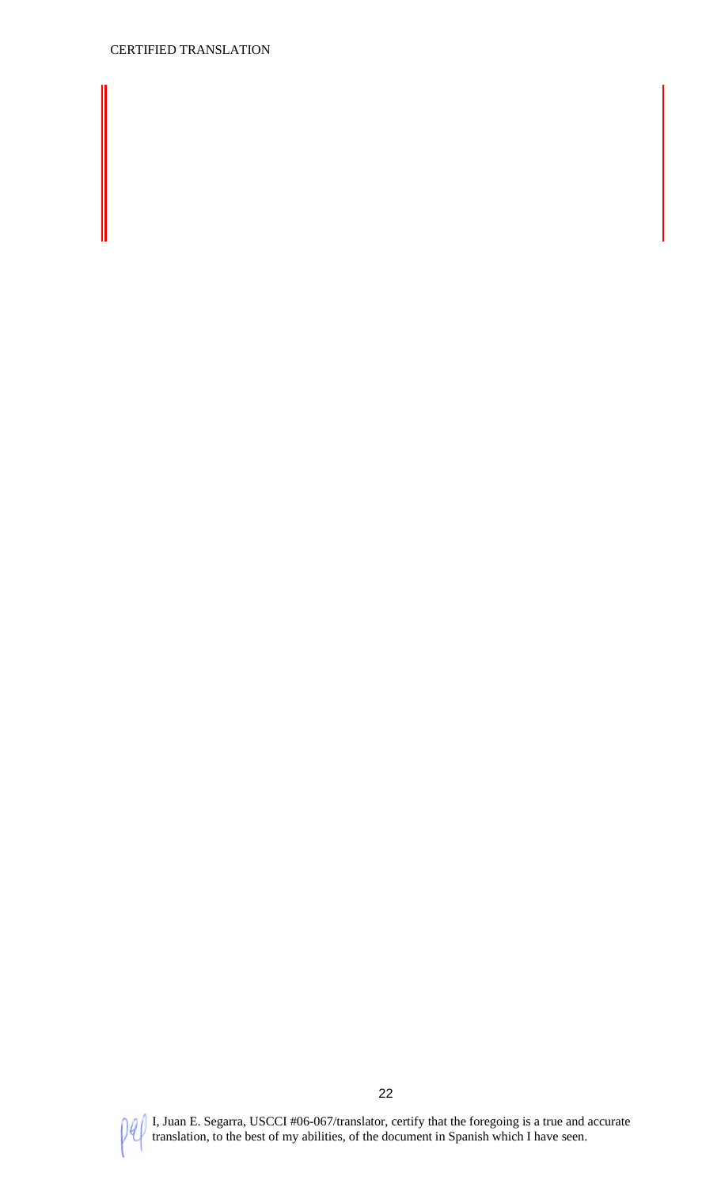I, Juan E. Segarra, USCCI #06-067/translator, certify that the foregoing is a true and accurate translation, to the best of my abilities, of the document in Spanish which I have seen.